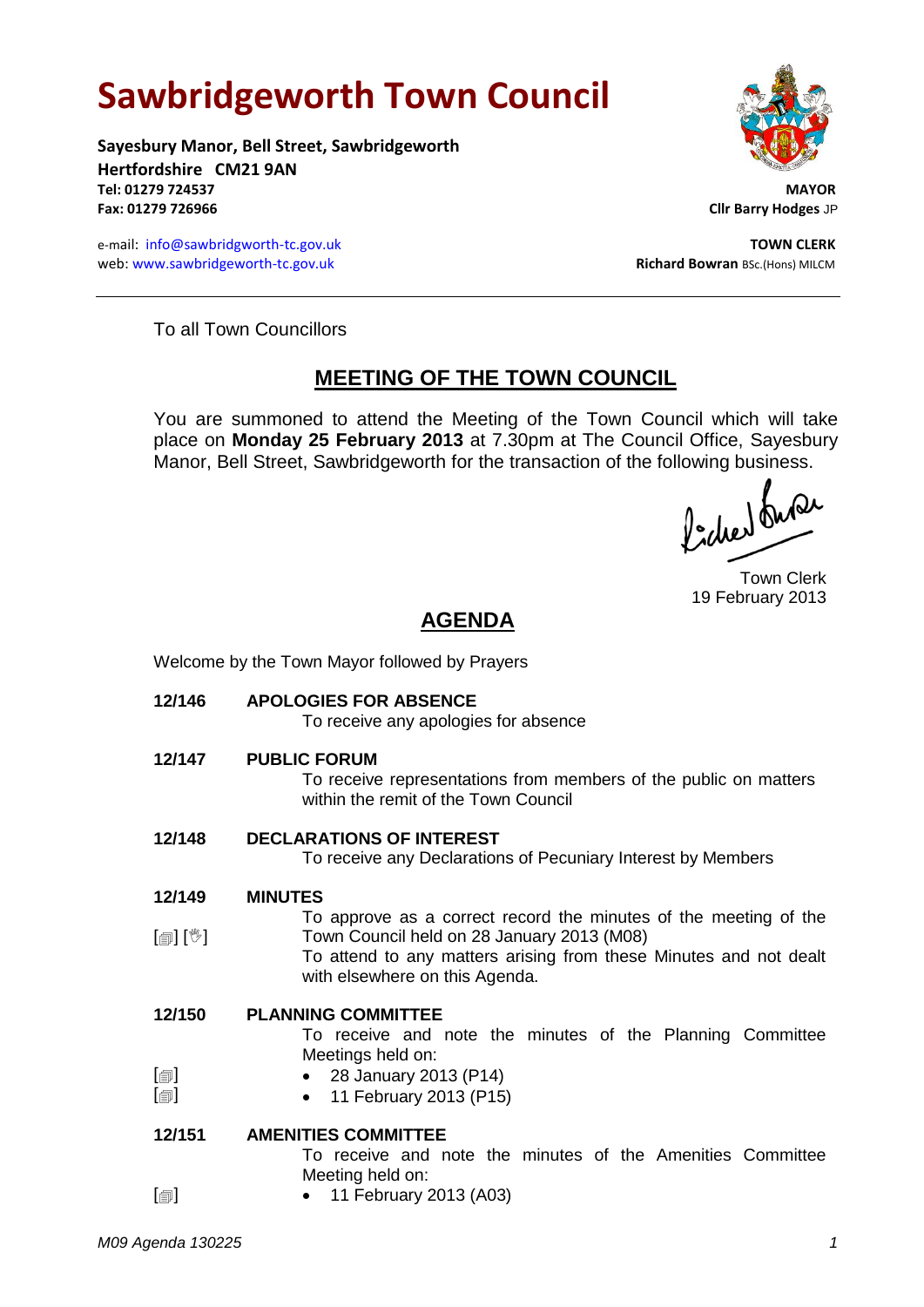# Sawbridgeworth Town Council

**Sayesbury Manor, Bell Street, Sawbridgeworth**
**Hertfordshire CM21 9AN**
**Tel: 01279 724537**
**Fax: 01279 726966**

e-mail: info@sawbridgeworth-tc.gov.uk
web: www.sawbridgeworth-tc.gov.uk

**MAYOR**
**Cllr Barry Hodges** JP

**TOWN CLERK**
**Richard Bowran** BSc.(Hons) MILCM

---

To all Town Councillors

## MEETING OF THE TOWN COUNCIL

You are summoned to attend the Meeting of the Town Council which will take place on **Monday 25 February 2013** at 7.30pm at The Council Office, Sayesbury Manor, Bell Street, Sawbridgeworth for the transaction of the following business.

Town Clerk
19 February 2013

## AGENDA

Welcome by the Town Mayor followed by Prayers

**12/146 APOLOGIES FOR ABSENCE**

To receive any apologies for absence

**12/147 PUBLIC FORUM**

To receive representations from members of the public on matters within the remit of the Town Council

**12/148 DECLARATIONS OF INTEREST**

To receive any Declarations of Pecuniary Interest by Members

**12/149 MINUTES**

[🗐] [✋] To approve as a correct record the minutes of the meeting of the Town Council held on 28 January 2013 (M08)

To attend to any matters arising from these Minutes and not dealt with elsewhere on this Agenda.

**12/150 PLANNING COMMITTEE**

To receive and note the minutes of the Planning Committee Meetings held on:

- [🗐] 28 January 2013 (P14)
- [🗐] 11 February 2013 (P15)

**12/151 AMENITIES COMMITTEE**

To receive and note the minutes of the Amenities Committee Meeting held on:

- [🗐] 11 February 2013 (A03)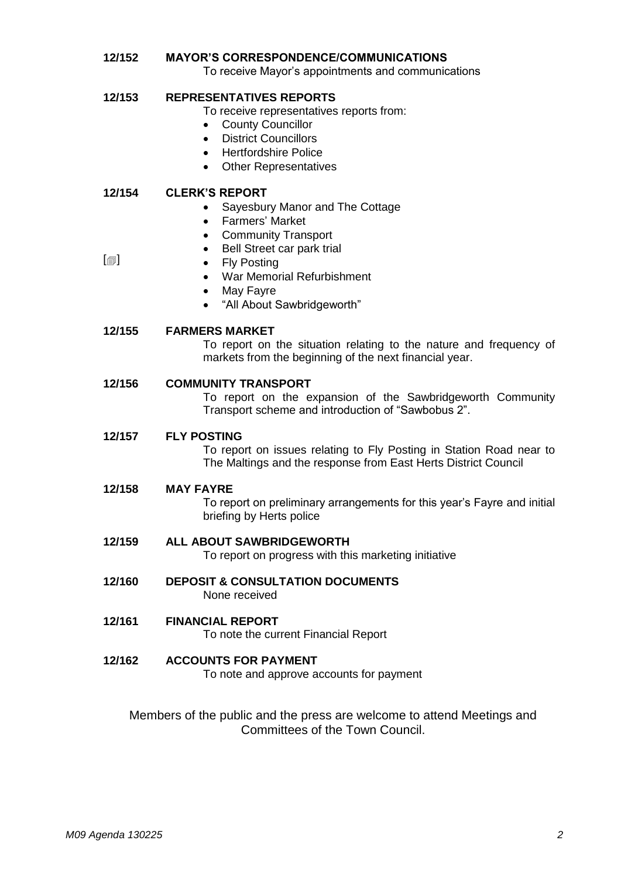**12/152 MAYOR'S CORRESPONDENCE/COMMUNICATIONS**

To receive Mayor's appointments and communications

**12/153 REPRESENTATIVES REPORTS**

To receive representatives reports from:

- County Councillor
- District Councillors
- Hertfordshire Police
- Other Representatives

**12/154 CLERK'S REPORT**

[🗐]

- Sayesbury Manor and The Cottage
- Farmers' Market
- Community Transport
- Bell Street car park trial
- Fly Posting
- War Memorial Refurbishment
- May Fayre
- "All About Sawbridgeworth"

**12/155 FARMERS MARKET**

To report on the situation relating to the nature and frequency of markets from the beginning of the next financial year.

**12/156 COMMUNITY TRANSPORT**

To report on the expansion of the Sawbridgeworth Community Transport scheme and introduction of "Sawbobus 2".

**12/157 FLY POSTING**

To report on issues relating to Fly Posting in Station Road near to The Maltings and the response from East Herts District Council

**12/158 MAY FAYRE**

To report on preliminary arrangements for this year's Fayre and initial briefing by Herts police

**12/159 ALL ABOUT SAWBRIDGEWORTH**

To report on progress with this marketing initiative

**12/160 DEPOSIT & CONSULTATION DOCUMENTS**

None received

**12/161 FINANCIAL REPORT**

To note the current Financial Report

**12/162 ACCOUNTS FOR PAYMENT**

To note and approve accounts for payment

Members of the public and the press are welcome to attend Meetings and Committees of the Town Council.